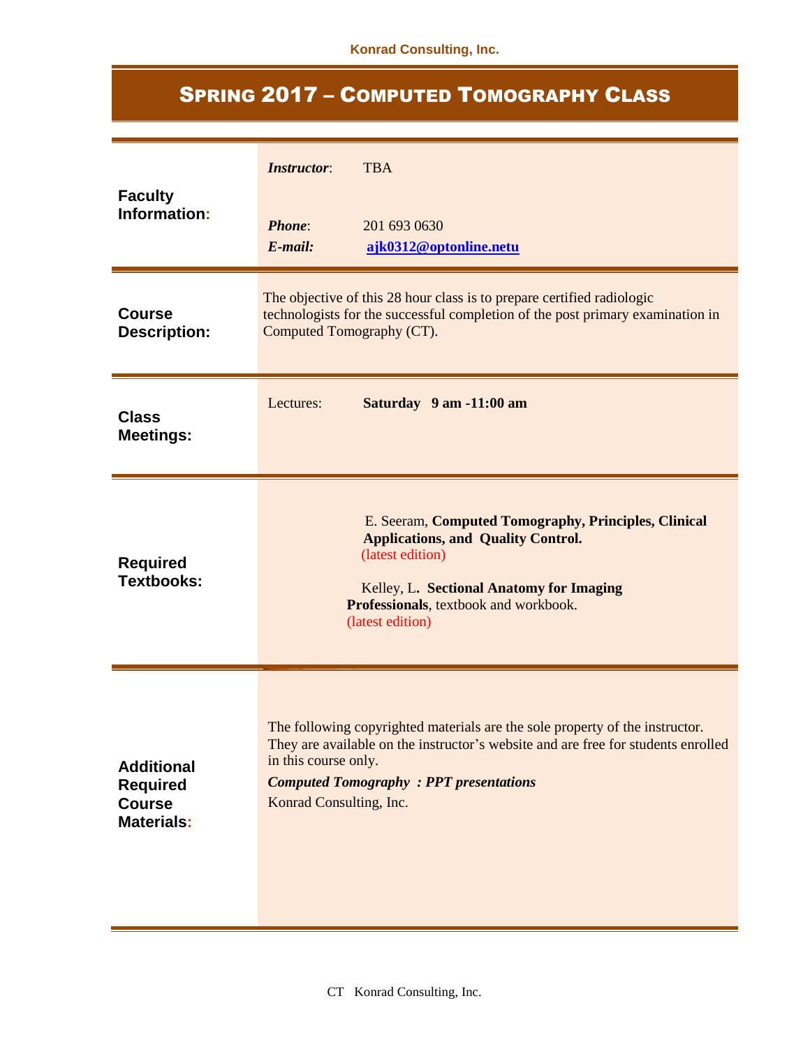# Spring 2017 – Computed Tomography Class

| | |
|---|---|
| **Faculty Information:** | ***Instructor***: TBA<br><br>***Phone***: 201 693 0630<br>***E-mail:*** **ajk0312@optonline.netu** |
| **Course Description:** | The objective of this 28 hour class is to prepare certified radiologic technologists for the successful completion of the post primary examination in Computed Tomography (CT). |
| **Class Meetings:** | Lectures: **Saturday 9 am -11:00 am** |
| **Required Textbooks:** | E. Seeram, **Computed Tomography, Principles, Clinical Applications, and Quality Control.** (latest edition)<br><br>Kelley, L**. Sectional Anatomy for Imaging Professionals**, textbook and workbook. (latest edition) |
| **Additional Required Course Materials:** | The following copyrighted materials are the sole property of the instructor. They are available on the instructor's website and are free for students enrolled in this course only.<br>***Computed Tomography : PPT presentations***<br>Konrad Consulting, Inc. |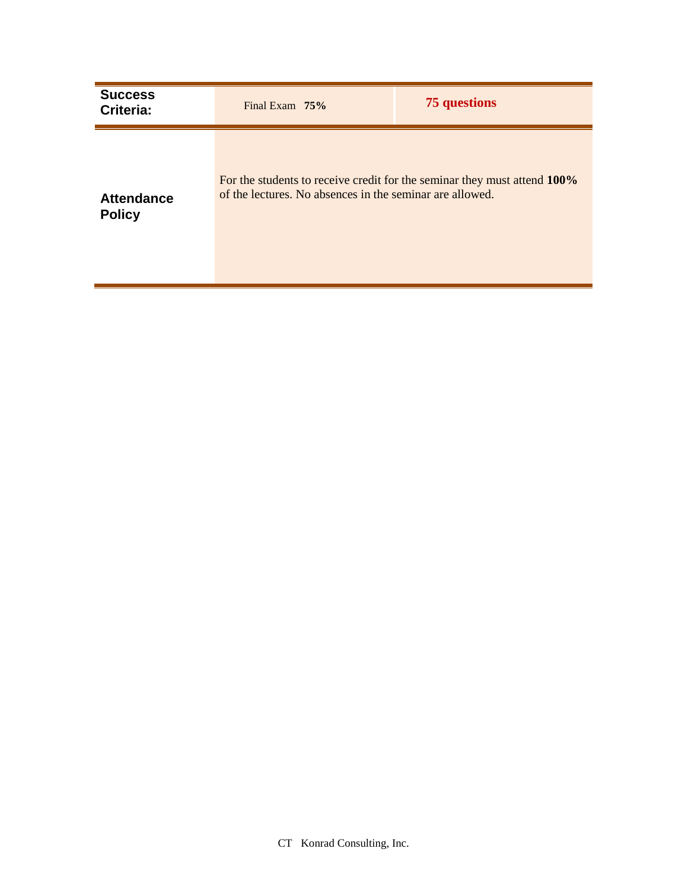| | | |
|---|---|---|
| **Success Criteria:** | Final Exam **75%** | **75 questions** |
| **Attendance Policy** | For the students to receive credit for the seminar they must attend **100%** of the lectures. No absences in the seminar are allowed. | |

CT Konrad Consulting, Inc.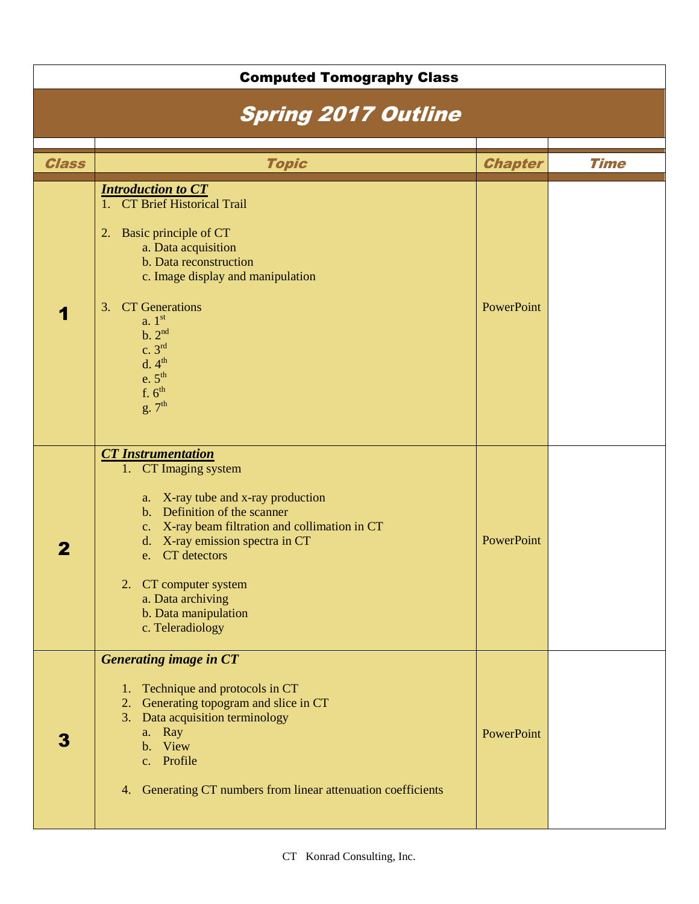**Computed Tomography Class**

# *Spring 2017 Outline*

| Class | Topic | Chapter | Time |
|---|---|---|---|
| **1** | ***Introduction to CT***<br>1. CT Brief Historical Trail<br><br>2. Basic principle of CT<br>a. Data acquisition<br>b. Data reconstruction<br>c. Image display and manipulation<br><br>3. CT Generations<br>a. 1st<br>b. 2nd<br>c. 3rd<br>d. 4th<br>e. 5th<br>f. 6th<br>g. 7th | PowerPoint | |
| **2** | ***CT Instrumentation***<br>1. CT Imaging system<br><br>a. X-ray tube and x-ray production<br>b. Definition of the scanner<br>c. X-ray beam filtration and collimation in CT<br>d. X-ray emission spectra in CT<br>e. CT detectors<br><br>2. CT computer system<br>a. Data archiving<br>b. Data manipulation<br>c. Teleradiology | PowerPoint | |
| **3** | ***Generating image in CT***<br><br>1. Technique and protocols in CT<br>2. Generating topogram and slice in CT<br>3. Data acquisition terminology<br>a. Ray<br>b. View<br>c. Profile<br><br>4. Generating CT numbers from linear attenuation coefficients | PowerPoint | |

CT Konrad Consulting, Inc.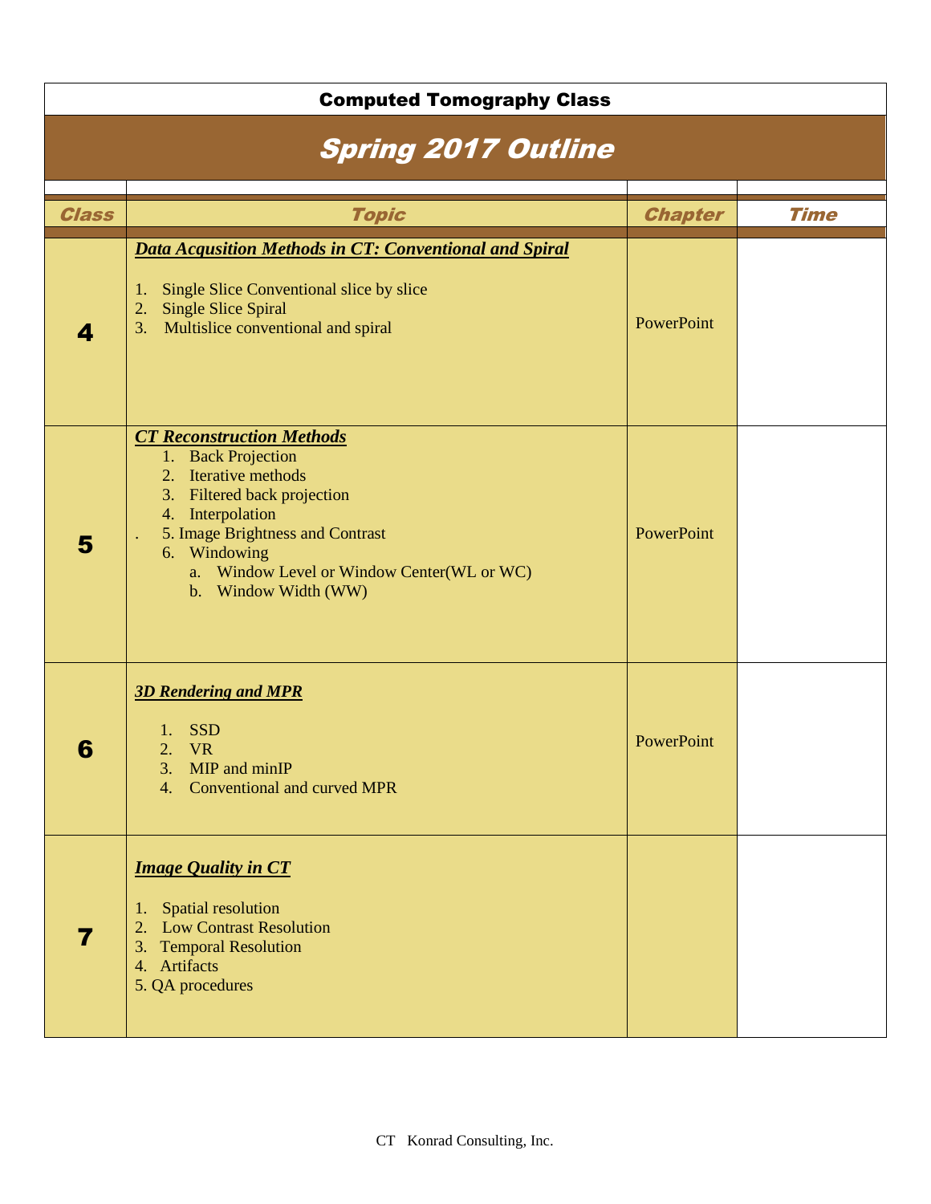# Computed Tomography Class

## *Spring 2017 Outline*

| *Class* | *Topic* | *Chapter* | *Time* |
|---|---|---|---|
| **4** | ***Data Acqusition Methods in CT: Conventional and Spiral***<br><br>1. Single Slice Conventional slice by slice<br>2. Single Slice Spiral<br>3. Multislice conventional and spiral | PowerPoint | |
| **5** | ***CT Reconstruction Methods***<br>1. Back Projection<br>2. Iterative methods<br>3. Filtered back projection<br>4. Interpolation<br>. 5. Image Brightness and Contrast<br>6. Windowing<br>a. Window Level or Window Center(WL or WC)<br>b. Window Width (WW) | PowerPoint | |
| **6** | ***3D Rendering and MPR***<br><br>1. SSD<br>2. VR<br>3. MIP and minIP<br>4. Conventional and curved MPR | PowerPoint | |
| **7** | ***Image Quality in CT***<br><br>1. Spatial resolution<br>2. Low Contrast Resolution<br>3. Temporal Resolution<br>4. Artifacts<br>5. QA procedures | | |

CT Konrad Consulting, Inc.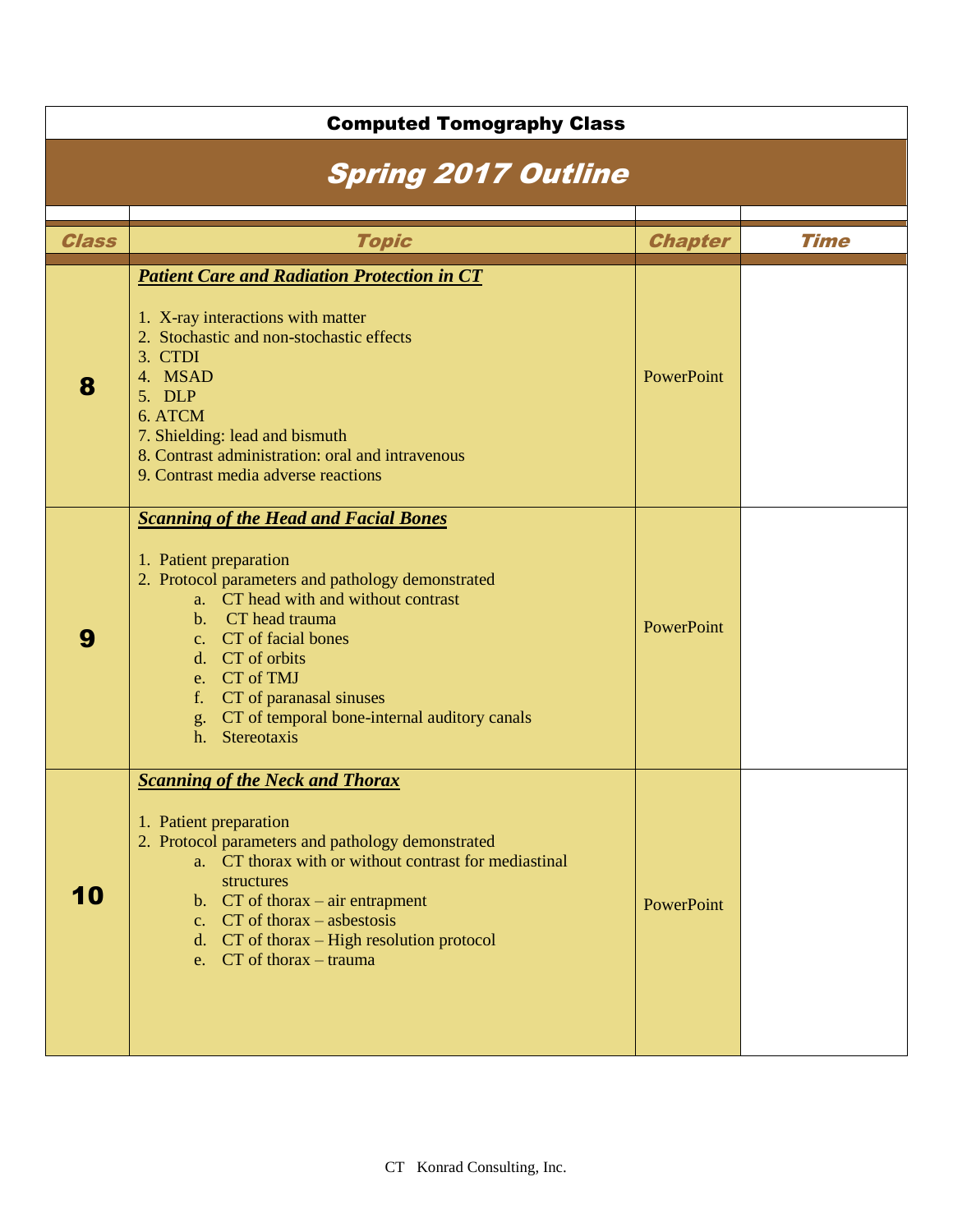**Computed Tomography Class**

# Spring 2017 Outline

| Class | Topic | Chapter | Time |
|---|---|---|---|
| 8 | ***Patient Care and Radiation Protection in CT***<br><br>1. X-ray interactions with matter<br>2. Stochastic and non-stochastic effects<br>3. CTDI<br>4. MSAD<br>5. DLP<br>6. ATCM<br>7. Shielding: lead and bismuth<br>8. Contrast administration: oral and intravenous<br>9. Contrast media adverse reactions | PowerPoint | |
| 9 | ***Scanning of the Head and Facial Bones***<br><br>1. Patient preparation<br>2. Protocol parameters and pathology demonstrated<br>a. CT head with and without contrast<br>b. CT head trauma<br>c. CT of facial bones<br>d. CT of orbits<br>e. CT of TMJ<br>f. CT of paranasal sinuses<br>g. CT of temporal bone-internal auditory canals<br>h. Stereotaxis | PowerPoint | |
| 10 | ***Scanning of the Neck and Thorax***<br><br>1. Patient preparation<br>2. Protocol parameters and pathology demonstrated<br>a. CT thorax with or without contrast for mediastinal structures<br>b. CT of thorax – air entrapment<br>c. CT of thorax – asbestosis<br>d. CT of thorax – High resolution protocol<br>e. CT of thorax – trauma | PowerPoint | |

CT Konrad Consulting, Inc.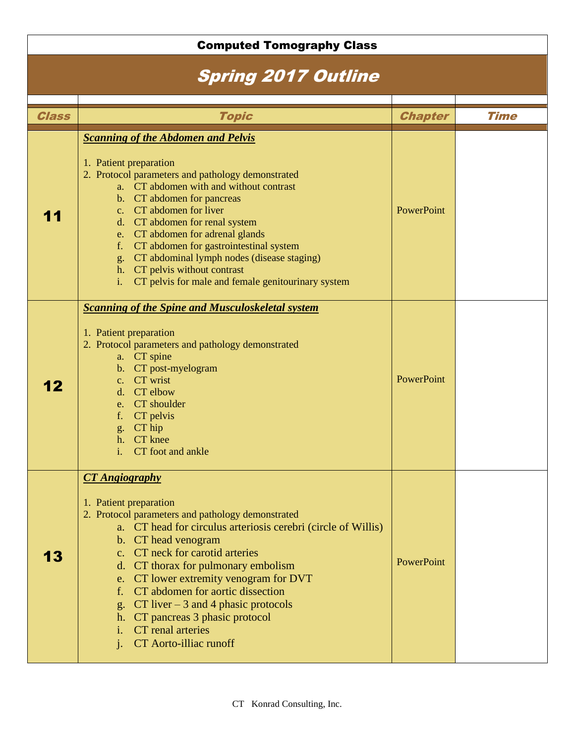# Computed Tomography Class

## Spring 2017 Outline

| Class | Topic | Chapter | Time |
|---|---|---|---|
| 11 | ***Scanning of the Abdomen and Pelvis***<br><br>1. Patient preparation<br>2. Protocol parameters and pathology demonstrated<br>  a. CT abdomen with and without contrast<br>  b. CT abdomen for pancreas<br>  c. CT abdomen for liver<br>  d. CT abdomen for renal system<br>  e. CT abdomen for adrenal glands<br>  f. CT abdomen for gastrointestinal system<br>  g. CT abdominal lymph nodes (disease staging)<br>  h. CT pelvis without contrast<br>  i. CT pelvis for male and female genitourinary system | PowerPoint | |
| 12 | ***Scanning of the Spine and Musculoskeletal system***<br><br>1. Patient preparation<br>2. Protocol parameters and pathology demonstrated<br>  a. CT spine<br>  b. CT post-myelogram<br>  c. CT wrist<br>  d. CT elbow<br>  e. CT shoulder<br>  f. CT pelvis<br>  g. CT hip<br>  h. CT knee<br>  i. CT foot and ankle | PowerPoint | |
| 13 | ***CT Angiography***<br><br>1. Patient preparation<br>2. Protocol parameters and pathology demonstrated<br>  a. CT head for circulus arteriosis cerebri (circle of Willis)<br>  b. CT head venogram<br>  c. CT neck for carotid arteries<br>  d. CT thorax for pulmonary embolism<br>  e. CT lower extremity venogram for DVT<br>  f. CT abdomen for aortic dissection<br>  g. CT liver – 3 and 4 phasic protocols<br>  h. CT pancreas 3 phasic protocol<br>  i. CT renal arteries<br>  j. CT Aorto-illiac runoff | PowerPoint | |

CT Konrad Consulting, Inc.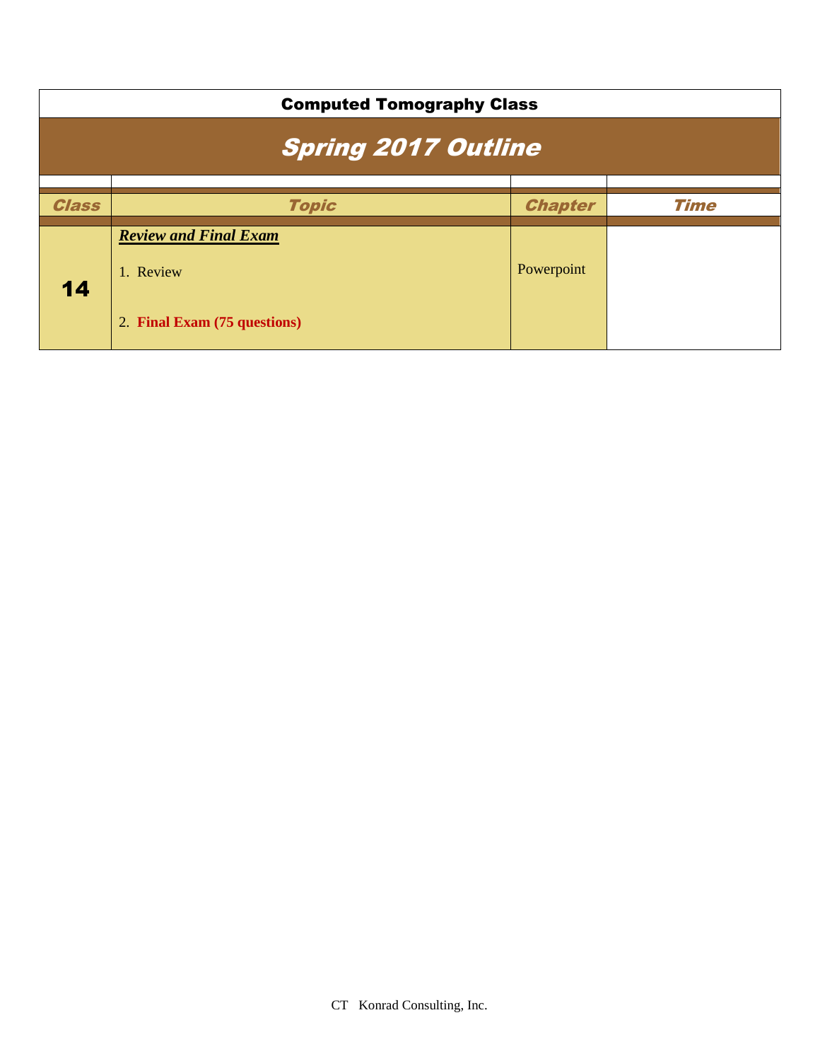# Computed Tomography Class

## Spring 2017 Outline

| Class | Topic | Chapter | Time |
| --- | --- | --- | --- |
| 14 | ***Review and Final Exam***<br>1. Review<br>2. **Final Exam (75 questions)** | Powerpoint | |